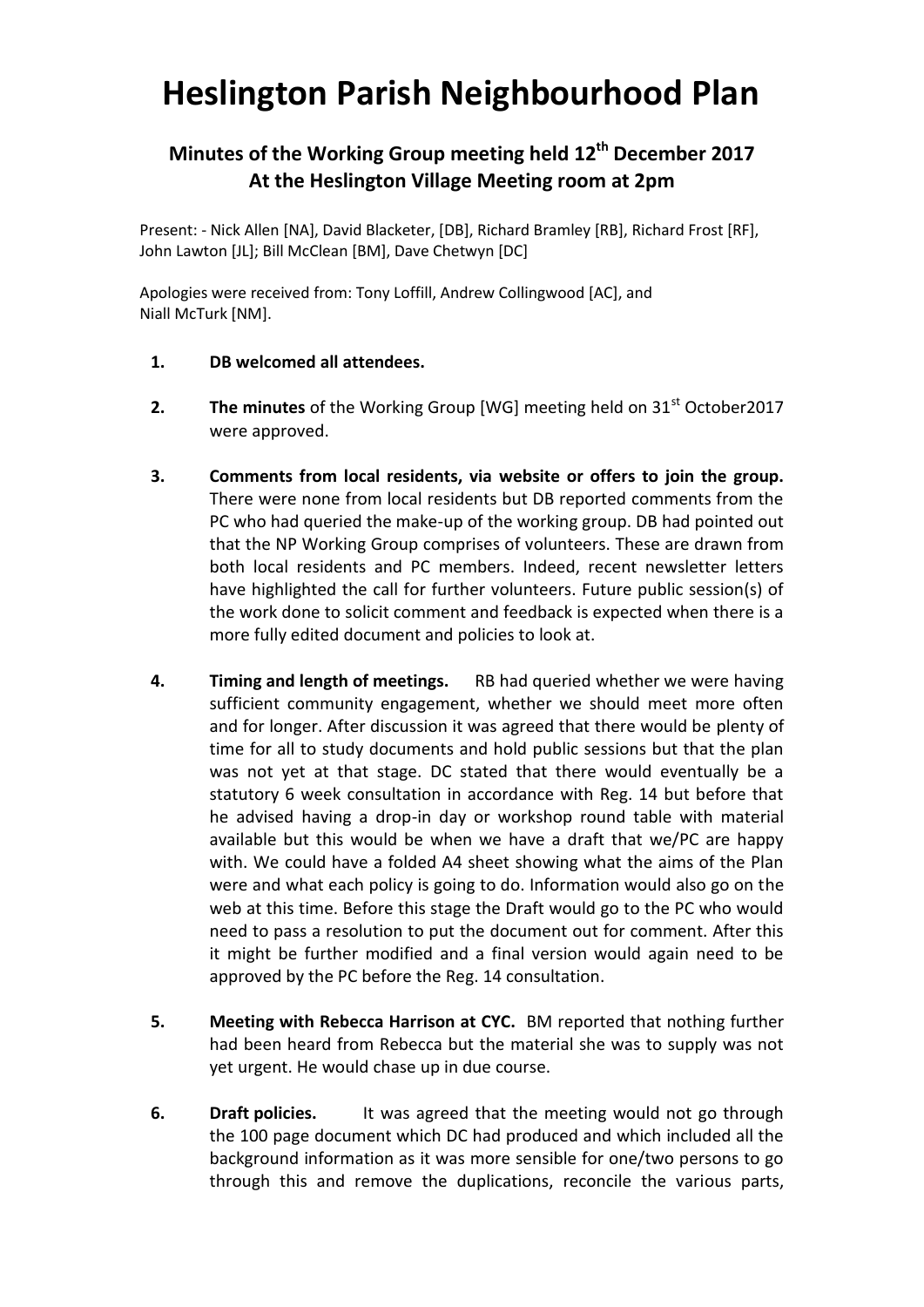# Heslington Parish Neighbourhood Plan

## Minutes of the Working Group meeting held 12th December 2017 At the Heslington Village Meeting room at 2pm

Present: - Nick Allen [NA], David Blacketer, [DB], Richard Bramley [RB], Richard Frost [RF], John Lawton [JL]; Bill McClean [BM], Dave Chetwyn [DC]

Apologies were received from: Tony Loffill, Andrew Collingwood [AC], and Niall McTurk [NM].

1. **DB welcomed all attendees.**

2. **The minutes** of the Working Group [WG] meeting held on 31st October2017 were approved.

3. **Comments from local residents, via website or offers to join the group.** There were none from local residents but DB reported comments from the PC who had queried the make-up of the working group. DB had pointed out that the NP Working Group comprises of volunteers. These are drawn from both local residents and PC members. Indeed, recent newsletter letters have highlighted the call for further volunteers. Future public session(s) of the work done to solicit comment and feedback is expected when there is a more fully edited document and policies to look at.

4. **Timing and length of meetings.** RB had queried whether we were having sufficient community engagement, whether we should meet more often and for longer. After discussion it was agreed that there would be plenty of time for all to study documents and hold public sessions but that the plan was not yet at that stage. DC stated that there would eventually be a statutory 6 week consultation in accordance with Reg. 14 but before that he advised having a drop-in day or workshop round table with material available but this would be when we have a draft that we/PC are happy with. We could have a folded A4 sheet showing what the aims of the Plan were and what each policy is going to do. Information would also go on the web at this time. Before this stage the Draft would go to the PC who would need to pass a resolution to put the document out for comment. After this it might be further modified and a final version would again need to be approved by the PC before the Reg. 14 consultation.

5. **Meeting with Rebecca Harrison at CYC.** BM reported that nothing further had been heard from Rebecca but the material she was to supply was not yet urgent. He would chase up in due course.

6. **Draft policies.** It was agreed that the meeting would not go through the 100 page document which DC had produced and which included all the background information as it was more sensible for one/two persons to go through this and remove the duplications, reconcile the various parts,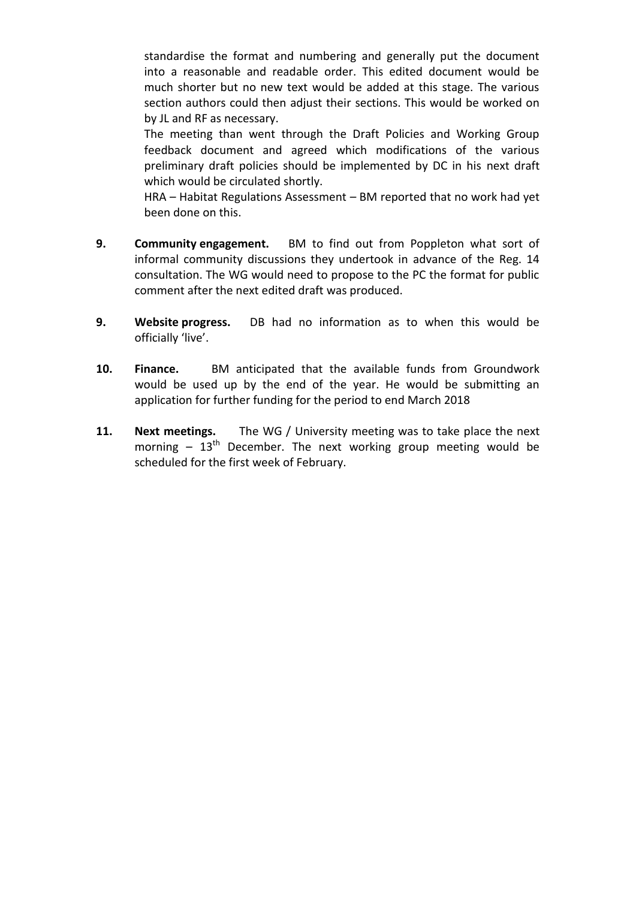standardise the format and numbering and generally put the document into a reasonable and readable order. This edited document would be much shorter but no new text would be added at this stage. The various section authors could then adjust their sections. This would be worked on by JL and RF as necessary.

The meeting than went through the Draft Policies and Working Group feedback document and agreed which modifications of the various preliminary draft policies should be implemented by DC in his next draft which would be circulated shortly.

HRA – Habitat Regulations Assessment – BM reported that no work had yet been done on this.

**9. Community engagement.** BM to find out from Poppleton what sort of informal community discussions they undertook in advance of the Reg. 14 consultation. The WG would need to propose to the PC the format for public comment after the next edited draft was produced.

**9. Website progress.** DB had no information as to when this would be officially 'live'.

**10. Finance.** BM anticipated that the available funds from Groundwork would be used up by the end of the year. He would be submitting an application for further funding for the period to end March 2018

**11. Next meetings.** The WG / University meeting was to take place the next morning – 13th December. The next working group meeting would be scheduled for the first week of February.